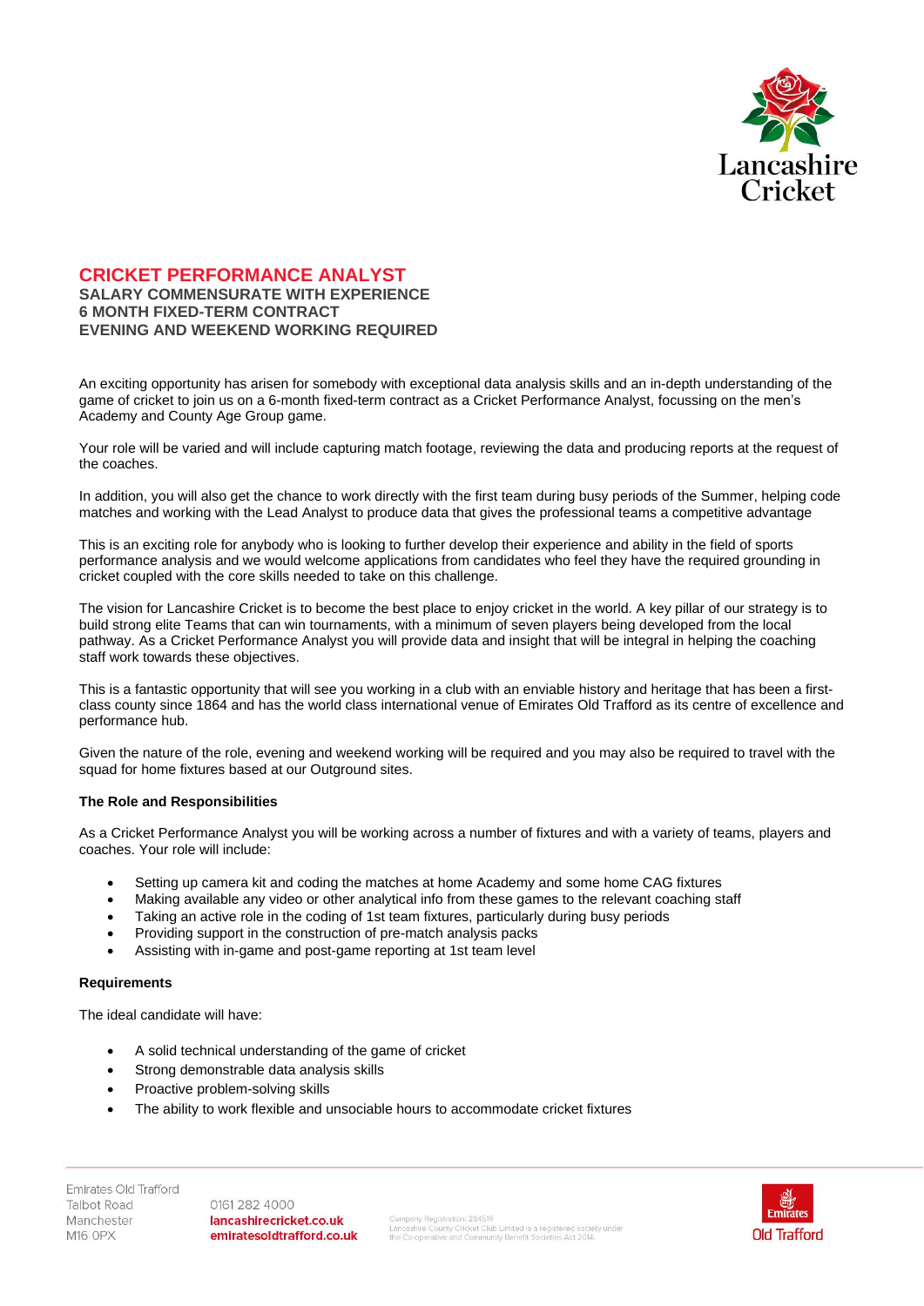# CRICKET PERFORMANCE ANALYST

**SALARY COMMENSURATE WITH EXPERIENCE**
**6 MONTH FIXED-TERM CONTRACT**
**EVENING AND WEEKEND WORKING REQUIRED**

An exciting opportunity has arisen for somebody with exceptional data analysis skills and an in-depth understanding of the game of cricket to join us on a 6-month fixed-term contract as a Cricket Performance Analyst, focussing on the men's Academy and County Age Group game.

Your role will be varied and will include capturing match footage, reviewing the data and producing reports at the request of the coaches.

In addition, you will also get the chance to work directly with the first team during busy periods of the Summer, helping code matches and working with the Lead Analyst to produce data that gives the professional teams a competitive advantage

This is an exciting role for anybody who is looking to further develop their experience and ability in the field of sports performance analysis and we would welcome applications from candidates who feel they have the required grounding in cricket coupled with the core skills needed to take on this challenge.

The vision for Lancashire Cricket is to become the best place to enjoy cricket in the world. A key pillar of our strategy is to build strong elite Teams that can win tournaments, with a minimum of seven players being developed from the local pathway. As a Cricket Performance Analyst you will provide data and insight that will be integral in helping the coaching staff work towards these objectives.

This is a fantastic opportunity that will see you working in a club with an enviable history and heritage that has been a first-class county since 1864 and has the world class international venue of Emirates Old Trafford as its centre of excellence and performance hub.

Given the nature of the role, evening and weekend working will be required and you may also be required to travel with the squad for home fixtures based at our Outground sites.

### The Role and Responsibilities

As a Cricket Performance Analyst you will be working across a number of fixtures and with a variety of teams, players and coaches. Your role will include:

- Setting up camera kit and coding the matches at home Academy and some home CAG fixtures
- Making available any video or other analytical info from these games to the relevant coaching staff
- Taking an active role in the coding of 1st team fixtures, particularly during busy periods
- Providing support in the construction of pre-match analysis packs
- Assisting with in-game and post-game reporting at 1st team level

### Requirements

The ideal candidate will have:

- A solid technical understanding of the game of cricket
- Strong demonstrable data analysis skills
- Proactive problem-solving skills
- The ability to work flexible and unsociable hours to accommodate cricket fixtures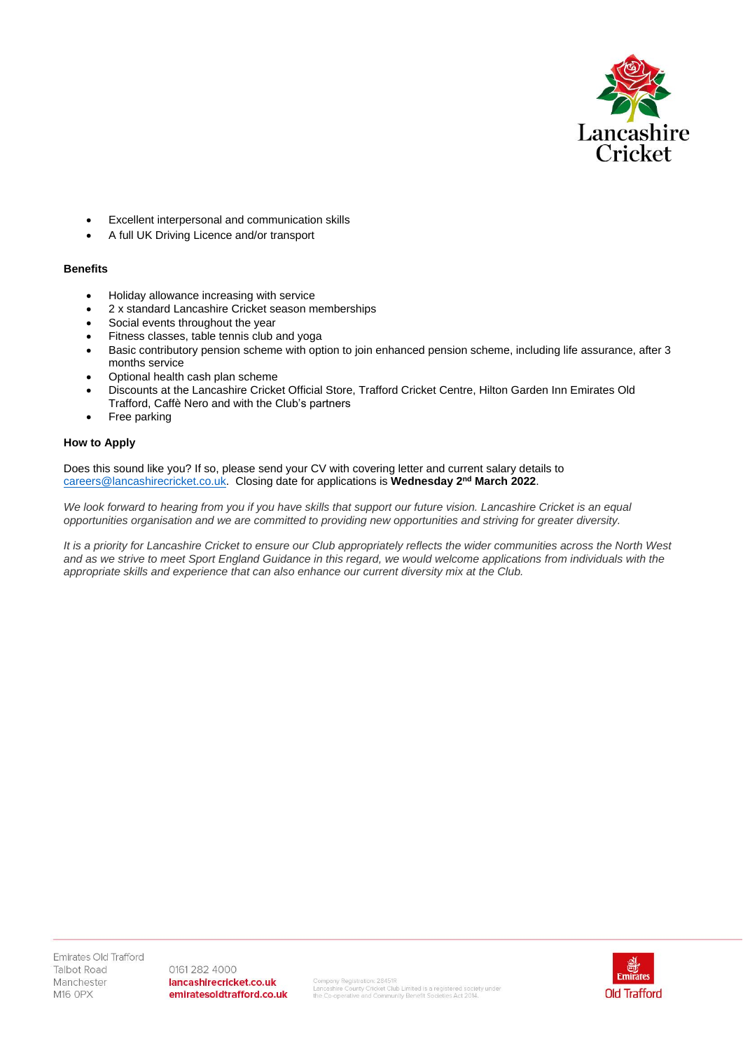- Excellent interpersonal and communication skills
- A full UK Driving Licence and/or transport

**Benefits**

- Holiday allowance increasing with service
- 2 x standard Lancashire Cricket season memberships
- Social events throughout the year
- Fitness classes, table tennis club and yoga
- Basic contributory pension scheme with option to join enhanced pension scheme, including life assurance, after 3 months service
- Optional health cash plan scheme
- Discounts at the Lancashire Cricket Official Store, Trafford Cricket Centre, Hilton Garden Inn Emirates Old Trafford, Caffè Nero and with the Club's partners
- Free parking

**How to Apply**

Does this sound like you? If so, please send your CV with covering letter and current salary details to careers@lancashirecricket.co.uk. Closing date for applications is **Wednesday 2nd March 2022**.

*We look forward to hearing from you if you have skills that support our future vision. Lancashire Cricket is an equal opportunities organisation and we are committed to providing new opportunities and striving for greater diversity.*

*It is a priority for Lancashire Cricket to ensure our Club appropriately reflects the wider communities across the North West and as we strive to meet Sport England Guidance in this regard, we would welcome applications from individuals with the appropriate skills and experience that can also enhance our current diversity mix at the Club.*